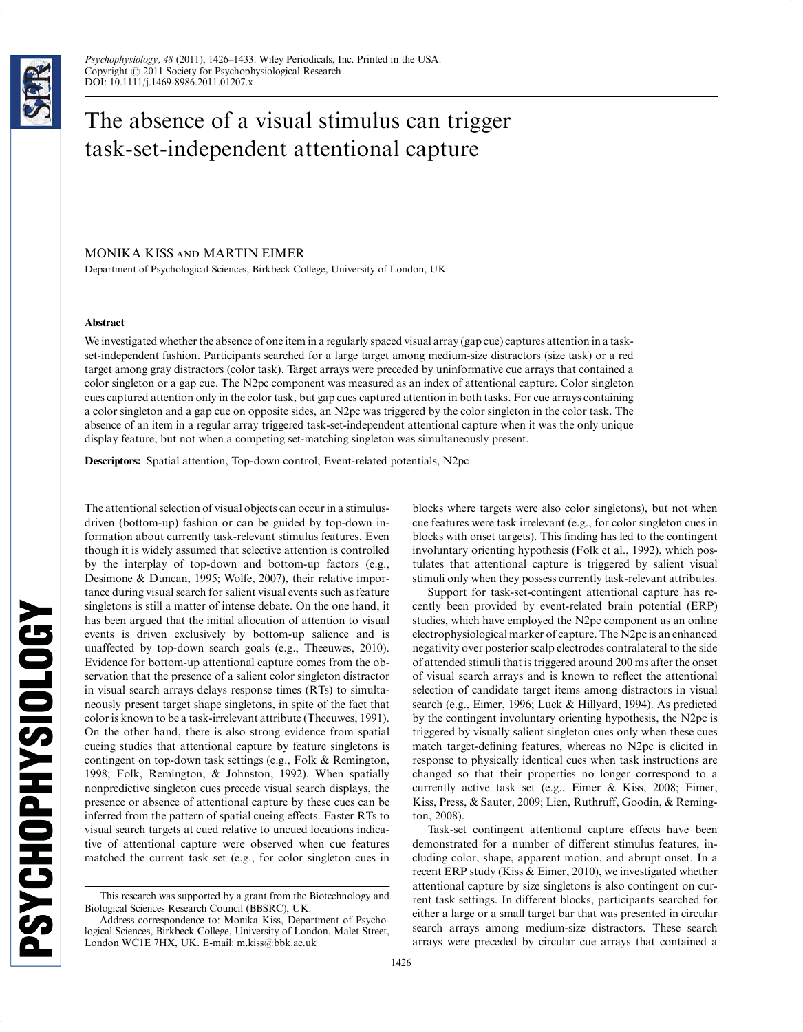# The absence of a visual stimulus can trigger task-set-independent attentional capture

MONIKA KISS and MARTIN EIMER

Department of Psychological Sciences, Birkbeck College, University of London, UK

## Abstract

We investigated whether the absence of one item in a regularly spaced visual array (gap cue) captures attention in a task-set-independent fashion. Participants searched for a large target among medium-size distractors (size task) or a red target among gray distractors (color task). Target arrays were preceded by uninformative cue arrays that contained a color singleton or a gap cue. The N2pc component was measured as an index of attentional capture. Color singleton cues captured attention only in the color task, but gap cues captured attention in both tasks. For cue arrays containing a color singleton and a gap cue on opposite sides, an N2pc was triggered by the color singleton in the color task. The absence of an item in a regular array triggered task-set-independent attentional capture when it was the only unique display feature, but not when a competing set-matching singleton was simultaneously present.

**Descriptors:** Spatial attention, Top-down control, Event-related potentials, N2pc

The attentional selection of visual objects can occur in a stimulus-driven (bottom-up) fashion or can be guided by top-down information about currently task-relevant stimulus features. Even though it is widely assumed that selective attention is controlled by the interplay of top-down and bottom-up factors (e.g., Desimone & Duncan, 1995; Wolfe, 2007), their relative importance during visual search for salient visual events such as feature singletons is still a matter of intense debate. On the one hand, it has been argued that the initial allocation of attention to visual events is driven exclusively by bottom-up salience and is unaffected by top-down search goals (e.g., Theeuwes, 2010). Evidence for bottom-up attentional capture comes from the observation that the presence of a salient color singleton distractor in visual search arrays delays response times (RTs) to simultaneously present target shape singletons, in spite of the fact that color is known to be a task-irrelevant attribute (Theeuwes, 1991). On the other hand, there is also strong evidence from spatial cueing studies that attentional capture by feature singletons is contingent on top-down task settings (e.g., Folk & Remington, 1998; Folk, Remington, & Johnston, 1992). When spatially nonpredictive singleton cues precede visual search displays, the presence or absence of attentional capture by these cues can be inferred from the pattern of spatial cueing effects. Faster RTs to visual search targets at cued relative to uncued locations indicative of attentional capture were observed when cue features matched the current task set (e.g., for color singleton cues in blocks where targets were also color singletons), but not when cue features were task irrelevant (e.g., for color singleton cues in blocks with onset targets). This finding has led to the contingent involuntary orienting hypothesis (Folk et al., 1992), which postulates that attentional capture is triggered by salient visual stimuli only when they possess currently task-relevant attributes.

Support for task-set-contingent attentional capture has recently been provided by event-related brain potential (ERP) studies, which have employed the N2pc component as an online electrophysiological marker of capture. The N2pc is an enhanced negativity over posterior scalp electrodes contralateral to the side of attended stimuli that is triggered around 200 ms after the onset of visual search arrays and is known to reflect the attentional selection of candidate target items among distractors in visual search (e.g., Eimer, 1996; Luck & Hillyard, 1994). As predicted by the contingent involuntary orienting hypothesis, the N2pc is triggered by visually salient singleton cues only when these cues match target-defining features, whereas no N2pc is elicited in response to physically identical cues when task instructions are changed so that their properties no longer correspond to a currently active task set (e.g., Eimer & Kiss, 2008; Eimer, Kiss, Press, & Sauter, 2009; Lien, Ruthruff, Goodin, & Remington, 2008).

Task-set contingent attentional capture effects have been demonstrated for a number of different stimulus features, including color, shape, apparent motion, and abrupt onset. In a recent ERP study (Kiss & Eimer, 2010), we investigated whether attentional capture by size singletons is also contingent on current task settings. In different blocks, participants searched for either a large or a small target bar that was presented in circular search arrays among medium-size distractors. These search arrays were preceded by circular cue arrays that contained a

---

This research was supported by a grant from the Biotechnology and Biological Sciences Research Council (BBSRC), UK.

Address correspondence to: Monika Kiss, Department of Psychological Sciences, Birkbeck College, University of London, Malet Street, London WC1E 7HX, UK. E-mail: m.kiss@bbk.ac.uk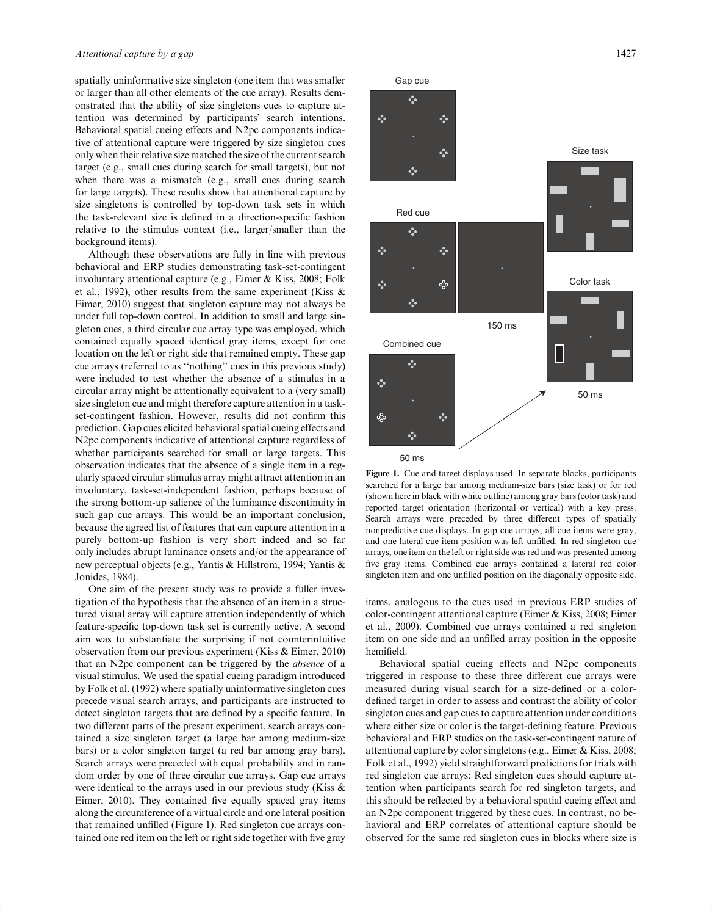spatially uninformative size singleton (one item that was smaller or larger than all other elements of the cue array). Results demonstrated that the ability of size singletons cues to capture attention was determined by participants' search intentions. Behavioral spatial cueing effects and N2pc components indicative of attentional capture were triggered by size singleton cues only when their relative size matched the size of the current search target (e.g., small cues during search for small targets), but not when there was a mismatch (e.g., small cues during search for large targets). These results show that attentional capture by size singletons is controlled by top-down task sets in which the task-relevant size is defined in a direction-specific fashion relative to the stimulus context (i.e., larger/smaller than the background items).

Although these observations are fully in line with previous behavioral and ERP studies demonstrating task-set-contingent involuntary attentional capture (e.g., Eimer & Kiss, 2008; Folk et al., 1992), other results from the same experiment (Kiss & Eimer, 2010) suggest that singleton capture may not always be under full top-down control. In addition to small and large singleton cues, a third circular cue array type was employed, which contained equally spaced identical gray items, except for one location on the left or right side that remained empty. These gap cue arrays (referred to as "nothing" cues in this previous study) were included to test whether the absence of a stimulus in a circular array might be attentionally equivalent to a (very small) size singleton cue and might therefore capture attention in a task-set-contingent fashion. However, results did not confirm this prediction. Gap cues elicited behavioral spatial cueing effects and N2pc components indicative of attentional capture regardless of whether participants searched for small or large targets. This observation indicates that the absence of a single item in a regularly spaced circular stimulus array might attract attention in an involuntary, task-set-independent fashion, perhaps because of the strong bottom-up salience of the luminance discontinuity in such gap cue arrays. This would be an important conclusion, because the agreed list of features that can capture attention in a purely bottom-up fashion is very short indeed and so far only includes abrupt luminance onsets and/or the appearance of new perceptual objects (e.g., Yantis & Hillstrom, 1994; Yantis & Jonides, 1984).

One aim of the present study was to provide a fuller investigation of the hypothesis that the absence of an item in a structured visual array will capture attention independently of which feature-specific top-down task set is currently active. A second aim was to substantiate the surprising if not counterintuitive observation from our previous experiment (Kiss & Eimer, 2010) that an N2pc component can be triggered by the *absence* of a visual stimulus. We used the spatial cueing paradigm introduced by Folk et al. (1992) where spatially uninformative singleton cues precede visual search arrays, and participants are instructed to detect singleton targets that are defined by a specific feature. In two different parts of the present experiment, search arrays contained a size singleton target (a large bar among medium-size bars) or a color singleton target (a red bar among gray bars). Search arrays were preceded with equal probability and in random order by one of three circular cue arrays. Gap cue arrays were identical to the arrays used in our previous study (Kiss & Eimer, 2010). They contained five equally spaced gray items along the circumference of a virtual circle and one lateral position that remained unfilled (Figure 1). Red singleton cue arrays contained one red item on the left or right side together with five gray items, analogous to the cues used in previous ERP studies of color-contingent attentional capture (Eimer & Kiss, 2008; Eimer et al., 2009). Combined cue arrays contained a red singleton item on one side and an unfilled array position in the opposite hemifield.

Gap cue

Red cue

Combined cue

Size task

Color task

150 ms

50 ms

50 ms

**Figure 1.** Cue and target displays used. In separate blocks, participants searched for a large bar among medium-size bars (size task) or for red (shown here in black with white outline) among gray bars (color task) and reported target orientation (horizontal or vertical) with a key press. Search arrays were preceded by three different types of spatially nonpredictive cue displays. In gap cue arrays, all cue items were gray, and one lateral cue item position was left unfilled. In red singleton cue arrays, one item on the left or right side was red and was presented among five gray items. Combined cue arrays contained a lateral red color singleton item and one unfilled position on the diagonally opposite side.

Behavioral spatial cueing effects and N2pc components triggered in response to these three different cue arrays were measured during visual search for a size-defined or a color-defined target in order to assess and contrast the ability of color singleton cues and gap cues to capture attention under conditions where either size or color is the target-defining feature. Previous behavioral and ERP studies on the task-set-contingent nature of attentional capture by color singletons (e.g., Eimer & Kiss, 2008; Folk et al., 1992) yield straightforward predictions for trials with red singleton cue arrays: Red singleton cues should capture attention when participants search for red singleton targets, and this should be reflected by a behavioral spatial cueing effect and an N2pc component triggered by these cues. In contrast, no behavioral and ERP correlates of attentional capture should be observed for the same red singleton cues in blocks where size is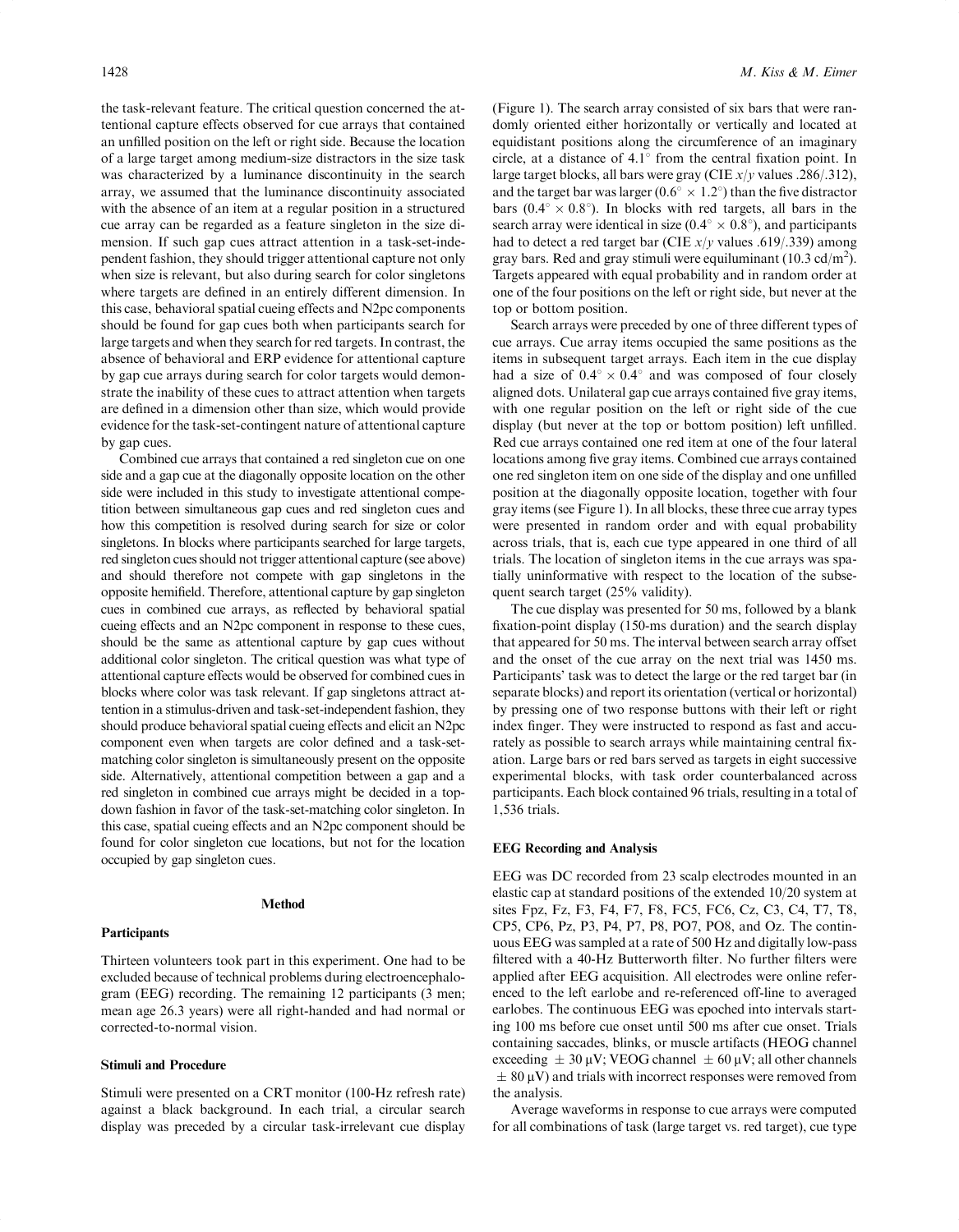the task-relevant feature. The critical question concerned the attentional capture effects observed for cue arrays that contained an unfilled position on the left or right side. Because the location of a large target among medium-size distractors in the size task was characterized by a luminance discontinuity in the search array, we assumed that the luminance discontinuity associated with the absence of an item at a regular position in a structured cue array can be regarded as a feature singleton in the size dimension. If such gap cues attract attention in a task-set-independent fashion, they should trigger attentional capture not only when size is relevant, but also during search for color singletons where targets are defined in an entirely different dimension. In this case, behavioral spatial cueing effects and N2pc components should be found for gap cues both when participants search for large targets and when they search for red targets. In contrast, the absence of behavioral and ERP evidence for attentional capture by gap cue arrays during search for color targets would demonstrate the inability of these cues to attract attention when targets are defined in a dimension other than size, which would provide evidence for the task-set-contingent nature of attentional capture by gap cues.

Combined cue arrays that contained a red singleton cue on one side and a gap cue at the diagonally opposite location on the other side were included in this study to investigate attentional competition between simultaneous gap cues and red singleton cues and how this competition is resolved during search for size or color singletons. In blocks where participants searched for large targets, red singleton cues should not trigger attentional capture (see above) and should therefore not compete with gap singletons in the opposite hemifield. Therefore, attentional capture by gap singleton cues in combined cue arrays, as reflected by behavioral spatial cueing effects and an N2pc component in response to these cues, should be the same as attentional capture by gap cues without additional color singleton. The critical question was what type of attentional capture effects would be observed for combined cues in blocks where color was task relevant. If gap singletons attract attention in a stimulus-driven and task-set-independent fashion, they should produce behavioral spatial cueing effects and elicit an N2pc component even when targets are color defined and a task-set-matching color singleton is simultaneously present on the opposite side. Alternatively, attentional competition between a gap and a red singleton in combined cue arrays might be decided in a top-down fashion in favor of the task-set-matching color singleton. In this case, spatial cueing effects and an N2pc component should be found for color singleton cue locations, but not for the location occupied by gap singleton cues.

## Method

### Participants

Thirteen volunteers took part in this experiment. One had to be excluded because of technical problems during electroencephalogram (EEG) recording. The remaining 12 participants (3 men; mean age 26.3 years) were all right-handed and had normal or corrected-to-normal vision.

### Stimuli and Procedure

Stimuli were presented on a CRT monitor (100-Hz refresh rate) against a black background. In each trial, a circular search display was preceded by a circular task-irrelevant cue display (Figure 1). The search array consisted of six bars that were randomly oriented either horizontally or vertically and located at equidistant positions along the circumference of an imaginary circle, at a distance of 4.1° from the central fixation point. In large target blocks, all bars were gray (CIE $x/y$ values .286/.312), and the target bar was larger ($0.6° \times 1.2°$) than the five distractor bars ($0.4° \times 0.8°$). In blocks with red targets, all bars in the search array were identical in size ($0.4° \times 0.8°$), and participants had to detect a red target bar (CIE $x/y$ values .619/.339) among gray bars. Red and gray stimuli were equiluminant (10.3 cd/m$^2$). Targets appeared with equal probability and in random order at one of the four positions on the left or right side, but never at the top or bottom position.

Search arrays were preceded by one of three different types of cue arrays. Cue array items occupied the same positions as the items in subsequent target arrays. Each item in the cue display had a size of $0.4° \times 0.4°$ and was composed of four closely aligned dots. Unilateral gap cue arrays contained five gray items, with one regular position on the left or right side of the cue display (but never at the top or bottom position) left unfilled. Red cue arrays contained one red item at one of the four lateral locations among five gray items. Combined cue arrays contained one red singleton item on one side of the display and one unfilled position at the diagonally opposite location, together with four gray items (see Figure 1). In all blocks, these three cue array types were presented in random order and with equal probability across trials, that is, each cue type appeared in one third of all trials. The location of singleton items in the cue arrays was spatially uninformative with respect to the location of the subsequent search target (25% validity).

The cue display was presented for 50 ms, followed by a blank fixation-point display (150-ms duration) and the search display that appeared for 50 ms. The interval between search array offset and the onset of the cue array on the next trial was 1450 ms. Participants' task was to detect the large or the red target bar (in separate blocks) and report its orientation (vertical or horizontal) by pressing one of two response buttons with their left or right index finger. They were instructed to respond as fast and accurately as possible to search arrays while maintaining central fixation. Large bars or red bars served as targets in eight successive experimental blocks, with task order counterbalanced across participants. Each block contained 96 trials, resulting in a total of 1,536 trials.

### EEG Recording and Analysis

EEG was DC recorded from 23 scalp electrodes mounted in an elastic cap at standard positions of the extended 10/20 system at sites Fpz, Fz, F3, F4, F7, F8, FC5, FC6, Cz, C3, C4, T7, T8, CP5, CP6, Pz, P3, P4, P7, P8, PO7, PO8, and Oz. The continuous EEG was sampled at a rate of 500 Hz and digitally low-pass filtered with a 40-Hz Butterworth filter. No further filters were applied after EEG acquisition. All electrodes were online referenced to the left earlobe and re-referenced off-line to averaged earlobes. The continuous EEG was epoched into intervals starting 100 ms before cue onset until 500 ms after cue onset. Trials containing saccades, blinks, or muscle artifacts (HEOG channel exceeding $\pm$ 30 μV; VEOG channel $\pm$ 60 μV; all other channels $\pm$ 80 μV) and trials with incorrect responses were removed from the analysis.

Average waveforms in response to cue arrays were computed for all combinations of task (large target vs. red target), cue type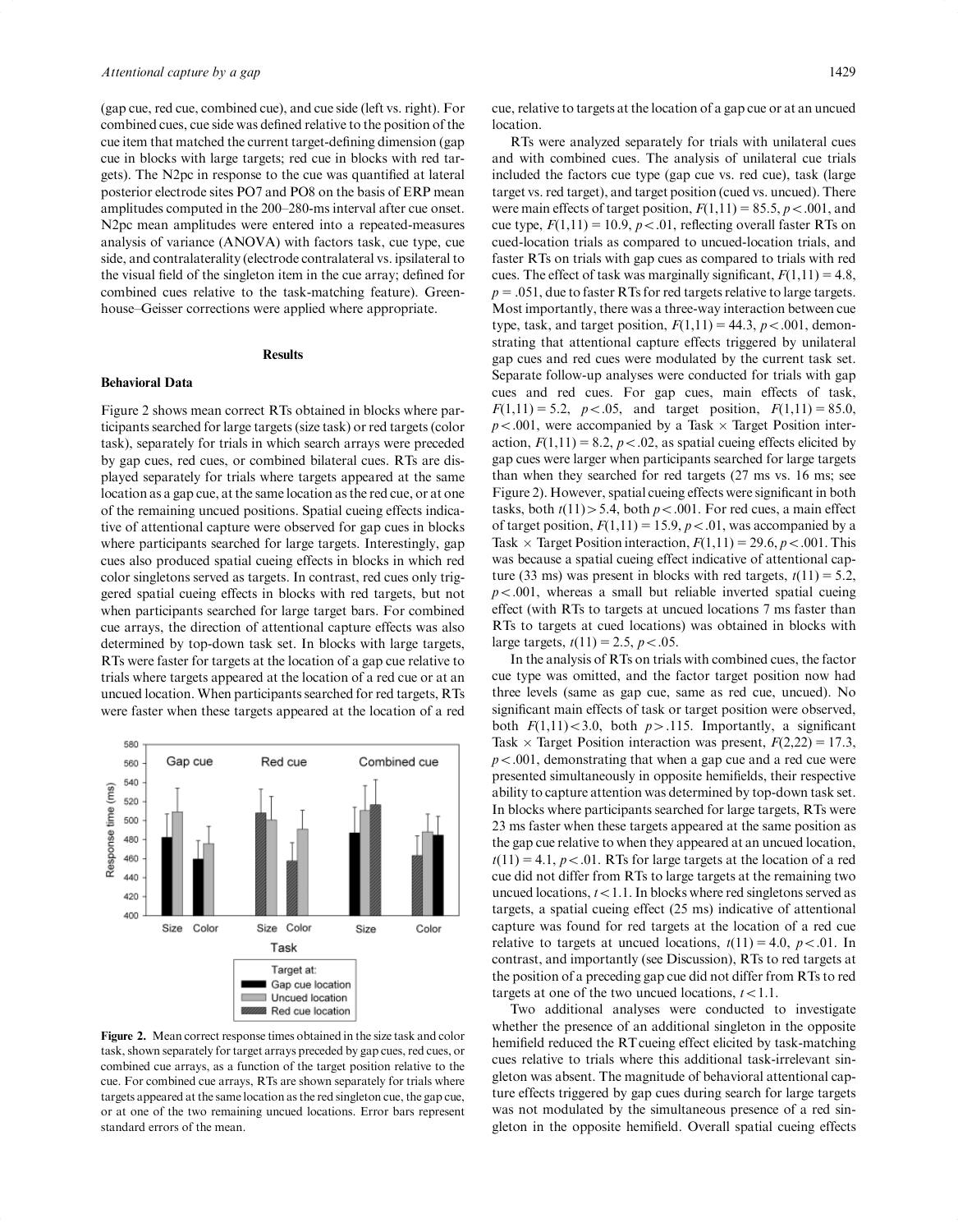(gap cue, red cue, combined cue), and cue side (left vs. right). For combined cues, cue side was defined relative to the position of the cue item that matched the current target-defining dimension (gap cue in blocks with large targets; red cue in blocks with red targets). The N2pc in response to the cue was quantified at lateral posterior electrode sites PO7 and PO8 on the basis of ERP mean amplitudes computed in the 200–280-ms interval after cue onset. N2pc mean amplitudes were entered into a repeated-measures analysis of variance (ANOVA) with factors task, cue type, cue side, and contralaterality (electrode contralateral vs. ipsilateral to the visual field of the singleton item in the cue array; defined for combined cues relative to the task-matching feature). Greenhouse–Geisser corrections were applied where appropriate.

## Results

### Behavioral Data

Figure 2 shows mean correct RTs obtained in blocks where participants searched for large targets (size task) or red targets (color task), separately for trials in which search arrays were preceded by gap cues, red cues, or combined bilateral cues. RTs are displayed separately for trials where targets appeared at the same location as a gap cue, at the same location as the red cue, or at one of the remaining uncued positions. Spatial cueing effects indicative of attentional capture were observed for gap cues in blocks where participants searched for large targets. Interestingly, gap cues also produced spatial cueing effects in blocks in which red color singletons served as targets. In contrast, red cues only triggered spatial cueing effects in blocks with red targets, but not when participants searched for large target bars. For combined cue arrays, the direction of attentional capture effects was also determined by top-down task set. In blocks with large targets, RTs were faster for targets at the location of a gap cue relative to trials where targets appeared at the location of a red cue or at an uncued location. When participants searched for red targets, RTs were faster when these targets appeared at the location of a red cue, relative to targets at the location of a gap cue or at an uncued location.

580
560
540
520
500
480
460
440
420
400

Response time (ms)

Gap cue

Red cue

Combined cue

Size Color Size Color Size Color

Task

Target at:
Gap cue location
Uncued location
Red cue location

**Figure 2.** Mean correct response times obtained in the size task and color task, shown separately for target arrays preceded by gap cues, red cues, or combined cue arrays, as a function of the target position relative to the cue. For combined cue arrays, RTs are shown separately for trials where targets appeared at the same location as the red singleton cue, the gap cue, or at one of the two remaining uncued locations. Error bars represent standard errors of the mean.

RTs were analyzed separately for trials with unilateral cues and with combined cues. The analysis of unilateral cue trials included the factors cue type (gap cue vs. red cue), task (large target vs. red target), and target position (cued vs. uncued). There were main effects of target position, $F(1,11) = 85.5$, $p < .001$, and cue type, $F(1,11) = 10.9$, $p < .01$, reflecting overall faster RTs on cued-location trials as compared to uncued-location trials, and faster RTs on trials with gap cues as compared to trials with red cues. The effect of task was marginally significant, $F(1,11) = 4.8$, $p = .051$, due to faster RTs for red targets relative to large targets. Most importantly, there was a three-way interaction between cue type, task, and target position, $F(1,11) = 44.3$, $p < .001$, demonstrating that attentional capture effects triggered by unilateral gap cues and red cues were modulated by the current task set. Separate follow-up analyses were conducted for trials with gap cues and red cues. For gap cues, main effects of task, $F(1,11) = 5.2$, $p < .05$, and target position, $F(1,11) = 85.0$, $p < .001$, were accompanied by a Task $\times$ Target Position interaction, $F(1,11) = 8.2$, $p < .02$, as spatial cueing effects elicited by gap cues were larger when participants searched for large targets than when they searched for red targets (27 ms vs. 16 ms; see Figure 2). However, spatial cueing effects were significant in both tasks, both $t(11) > 5.4$, both $p < .001$. For red cues, a main effect of target position, $F(1,11) = 15.9$, $p < .01$, was accompanied by a Task $\times$ Target Position interaction, $F(1,11) = 29.6$, $p < .001$. This was because a spatial cueing effect indicative of attentional capture (33 ms) was present in blocks with red targets, $t(11) = 5.2$, $p < .001$, whereas a small but reliable inverted spatial cueing effect (with RTs to targets at uncued locations 7 ms faster than RTs to targets at cued locations) was obtained in blocks with large targets, $t(11) = 2.5$, $p < .05$.

In the analysis of RTs on trials with combined cues, the factor cue type was omitted, and the factor target position now had three levels (same as gap cue, same as red cue, uncued). No significant main effects of task or target position were observed, both $F(1,11) < 3.0$, both $p > .115$. Importantly, a significant Task $\times$ Target Position interaction was present, $F(2,22) = 17.3$, $p < .001$, demonstrating that when a gap cue and a red cue were presented simultaneously in opposite hemifields, their respective ability to capture attention was determined by top-down task set. In blocks where participants searched for large targets, RTs were 23 ms faster when these targets appeared at the same position as the gap cue relative to when they appeared at an uncued location, $t(11) = 4.1$, $p < .01$. RTs for large targets at the location of a red cue did not differ from RTs to large targets at the remaining two uncued locations, $t < 1.1$. In blocks where red singletons served as targets, a spatial cueing effect (25 ms) indicative of attentional capture was found for red targets at the location of a red cue relative to targets at uncued locations, $t(11) = 4.0$, $p < .01$. In contrast, and importantly (see Discussion), RTs to red targets at the position of a preceding gap cue did not differ from RTs to red targets at one of the two uncued locations, $t < 1.1$.

Two additional analyses were conducted to investigate whether the presence of an additional singleton in the opposite hemifield reduced the RT cueing effect elicited by task-matching cues relative to trials where this additional task-irrelevant singleton was absent. The magnitude of behavioral attentional capture effects triggered by gap cues during search for large targets was not modulated by the simultaneous presence of a red singleton in the opposite hemifield. Overall spatial cueing effects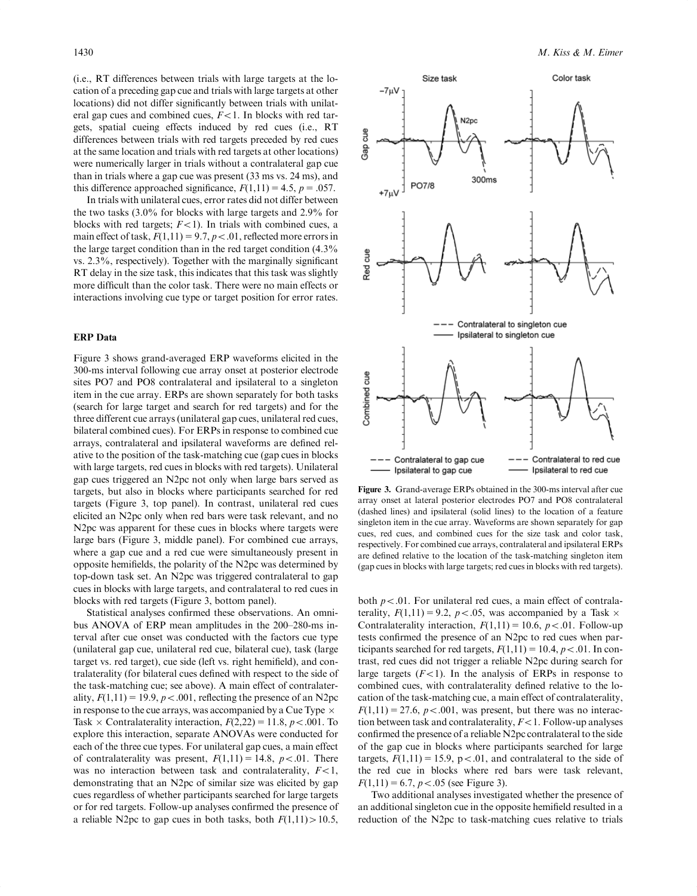(i.e., RT differences between trials with large targets at the location of a preceding gap cue and trials with large targets at other locations) did not differ significantly between trials with unilateral gap cues and combined cues, $F < 1$. In blocks with red targets, spatial cueing effects induced by red cues (i.e., RT differences between trials with red targets preceded by red cues at the same location and trials with red targets at other locations) were numerically larger in trials without a contralateral gap cue than in trials where a gap cue was present (33 ms vs. 24 ms), and this difference approached significance, $F(1,11) = 4.5$, $p = .057$.

In trials with unilateral cues, error rates did not differ between the two tasks (3.0% for blocks with large targets and 2.9% for blocks with red targets; $F < 1$). In trials with combined cues, a main effect of task, $F(1,11) = 9.7$, $p < .01$, reflected more errors in the large target condition than in the red target condition (4.3% vs. 2.3%, respectively). Together with the marginally significant RT delay in the size task, this indicates that this task was slightly more difficult than the color task. There were no main effects or interactions involving cue type or target position for error rates.

### ERP Data

Figure 3 shows grand-averaged ERP waveforms elicited in the 300-ms interval following cue array onset at posterior electrode sites PO7 and PO8 contralateral and ipsilateral to a singleton item in the cue array. ERPs are shown separately for both tasks (search for large target and search for red targets) and for the three different cue arrays (unilateral gap cues, unilateral red cues, bilateral combined cues). For ERPs in response to combined cue arrays, contralateral and ipsilateral waveforms are defined relative to the position of the task-matching cue (gap cues in blocks with large targets, red cues in blocks with red targets). Unilateral gap cues triggered an N2pc not only when large bars served as targets, but also in blocks where participants searched for red targets (Figure 3, top panel). In contrast, unilateral red cues elicited an N2pc only when red bars were task relevant, and no N2pc was apparent for these cues in blocks where targets were large bars (Figure 3, middle panel). For combined cue arrays, where a gap cue and a red cue were simultaneously present in opposite hemifields, the polarity of the N2pc was determined by top-down task set. An N2pc was triggered contralateral to gap cues in blocks with large targets, and contralateral to red cues in blocks with red targets (Figure 3, bottom panel).

Statistical analyses confirmed these observations. An omnibus ANOVA of ERP mean amplitudes in the 200–280-ms interval after cue onset was conducted with the factors cue type (unilateral gap cue, unilateral red cue, bilateral cue), task (large target vs. red target), cue side (left vs. right hemifield), and contralaterality (for bilateral cues defined with respect to the side of the task-matching cue; see above). A main effect of contralaterality, $F(1,11) = 19.9$, $p < .001$, reflecting the presence of an N2pc in response to the cue arrays, was accompanied by a Cue Type $\times$ Task $\times$ Contralaterality interaction, $F(2,22) = 11.8$, $p < .001$. To explore this interaction, separate ANOVAs were conducted for each of the three cue types. For unilateral gap cues, a main effect of contralaterality was present, $F(1,11) = 14.8$, $p < .01$. There was no interaction between task and contralaterality, $F < 1$, demonstrating that an N2pc of similar size was elicited by gap cues regardless of whether participants searched for large targets or for red targets. Follow-up analyses confirmed the presence of a reliable N2pc to gap cues in both tasks, both $F(1,11) > 10.5$, both $p < .01$. For unilateral red cues, a main effect of contralaterality, $F(1,11) = 9.2$, $p < .05$, was accompanied by a Task $\times$ Contralaterality interaction, $F(1,11) = 10.6$, $p < .01$. Follow-up tests confirmed the presence of an N2pc to red cues when participants searched for red targets, $F(1,11) = 10.4$, $p < .01$. In contrast, red cues did not trigger a reliable N2pc during search for large targets ($F < 1$). In the analysis of ERPs in response to combined cues, with contralaterality defined relative to the location of the task-matching cue, a main effect of contralaterality, $F(1,11) = 27.6$, $p < .001$, was present, but there was no interaction between task and contralaterality, $F < 1$. Follow-up analyses confirmed the presence of a reliable N2pc contralateral to the side of the gap cue in blocks where participants searched for large targets, $F(1,11) = 15.9$, $p < .01$, and contralateral to the side of the red cue in blocks where red bars were task relevant, $F(1,11) = 6.7$, $p < .05$ (see Figure 3).

Two additional analyses investigated whether the presence of an additional singleton cue in the opposite hemifield resulted in a reduction of the N2pc to task-matching cues relative to trials

**Figure 3.** Grand-average ERPs obtained in the 300-ms interval after cue array onset at lateral posterior electrodes PO7 and PO8 contralateral (dashed lines) and ipsilateral (solid lines) to the location of a feature singleton item in the cue array. Waveforms are shown separately for gap cues, red cues, and combined cues for the size task and color task, respectively. For combined cue arrays, contralateral and ipsilateral ERPs are defined relative to the location of the task-matching singleton item (gap cues in blocks with large targets; red cues in blocks with red targets).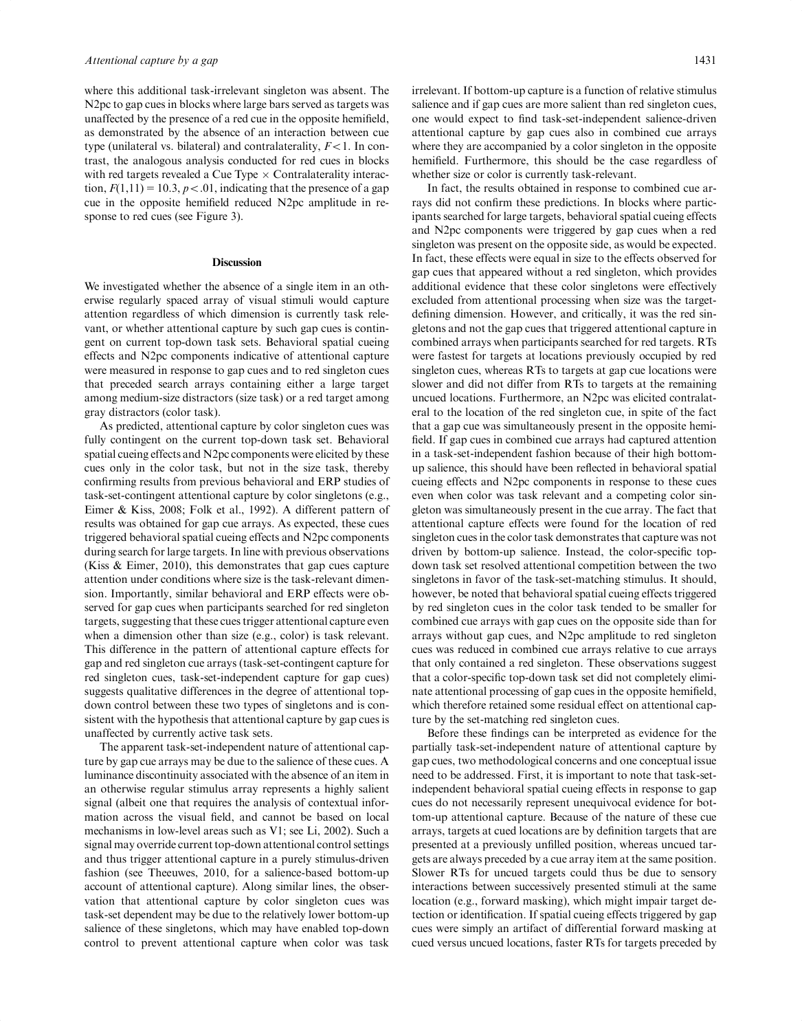where this additional task-irrelevant singleton was absent. The N2pc to gap cues in blocks where large bars served as targets was unaffected by the presence of a red cue in the opposite hemifield, as demonstrated by the absence of an interaction between cue type (unilateral vs. bilateral) and contralaterality, $F < 1$. In contrast, the analogous analysis conducted for red cues in blocks with red targets revealed a Cue Type × Contralaterality interaction, $F(1,11) = 10.3$, $p < .01$, indicating that the presence of a gap cue in the opposite hemifield reduced N2pc amplitude in response to red cues (see Figure 3).

## Discussion

We investigated whether the absence of a single item in an otherwise regularly spaced array of visual stimuli would capture attention regardless of which dimension is currently task relevant, or whether attentional capture by such gap cues is contingent on current top-down task sets. Behavioral spatial cueing effects and N2pc components indicative of attentional capture were measured in response to gap cues and to red singleton cues that preceded search arrays containing either a large target among medium-size distractors (size task) or a red target among gray distractors (color task).

As predicted, attentional capture by color singleton cues was fully contingent on the current top-down task set. Behavioral spatial cueing effects and N2pc components were elicited by these cues only in the color task, but not in the size task, thereby confirming results from previous behavioral and ERP studies of task-set-contingent attentional capture by color singletons (e.g., Eimer & Kiss, 2008; Folk et al., 1992). A different pattern of results was obtained for gap cue arrays. As expected, these cues triggered behavioral spatial cueing effects and N2pc components during search for large targets. In line with previous observations (Kiss & Eimer, 2010), this demonstrates that gap cues capture attention under conditions where size is the task-relevant dimension. Importantly, similar behavioral and ERP effects were observed for gap cues when participants searched for red singleton targets, suggesting that these cues trigger attentional capture even when a dimension other than size (e.g., color) is task relevant. This difference in the pattern of attentional capture effects for gap and red singleton cue arrays (task-set-contingent capture for red singleton cues, task-set-independent capture for gap cues) suggests qualitative differences in the degree of attentional top-down control between these two types of singletons and is consistent with the hypothesis that attentional capture by gap cues is unaffected by currently active task sets.

The apparent task-set-independent nature of attentional capture by gap cue arrays may be due to the salience of these cues. A luminance discontinuity associated with the absence of an item in an otherwise regular stimulus array represents a highly salient signal (albeit one that requires the analysis of contextual information across the visual field, and cannot be based on local mechanisms in low-level areas such as V1; see Li, 2002). Such a signal may override current top-down attentional control settings and thus trigger attentional capture in a purely stimulus-driven fashion (see Theeuwes, 2010, for a salience-based bottom-up account of attentional capture). Along similar lines, the observation that attentional capture by color singleton cues was task-set dependent may be due to the relatively lower bottom-up salience of these singletons, which may have enabled top-down control to prevent attentional capture when color was task irrelevant. If bottom-up capture is a function of relative stimulus salience and if gap cues are more salient than red singleton cues, one would expect to find task-set-independent salience-driven attentional capture by gap cues also in combined cue arrays where they are accompanied by a color singleton in the opposite hemifield. Furthermore, this should be the case regardless of whether size or color is currently task-relevant.

In fact, the results obtained in response to combined cue arrays did not confirm these predictions. In blocks where participants searched for large targets, behavioral spatial cueing effects and N2pc components were triggered by gap cues when a red singleton was present on the opposite side, as would be expected. In fact, these effects were equal in size to the effects observed for gap cues that appeared without a red singleton, which provides additional evidence that these color singletons were effectively excluded from attentional processing when size was the target-defining dimension. However, and critically, it was the red singletons and not the gap cues that triggered attentional capture in combined arrays when participants searched for red targets. RTs were fastest for targets at locations previously occupied by red singleton cues, whereas RTs to targets at gap cue locations were slower and did not differ from RTs to targets at the remaining uncued locations. Furthermore, an N2pc was elicited contralateral to the location of the red singleton cue, in spite of the fact that a gap cue was simultaneously present in the opposite hemifield. If gap cues in combined cue arrays had captured attention in a task-set-independent fashion because of their high bottom-up salience, this should have been reflected in behavioral spatial cueing effects and N2pc components in response to these cues even when color was task relevant and a competing color singleton was simultaneously present in the cue array. The fact that attentional capture effects were found for the location of red singleton cues in the color task demonstrates that capture was not driven by bottom-up salience. Instead, the color-specific top-down task set resolved attentional competition between the two singletons in favor of the task-set-matching stimulus. It should, however, be noted that behavioral spatial cueing effects triggered by red singleton cues in the color task tended to be smaller for combined cue arrays with gap cues on the opposite side than for arrays without gap cues, and N2pc amplitude to red singleton cues was reduced in combined cue arrays relative to cue arrays that only contained a red singleton. These observations suggest that a color-specific top-down task set did not completely eliminate attentional processing of gap cues in the opposite hemifield, which therefore retained some residual effect on attentional capture by the set-matching red singleton cues.

Before these findings can be interpreted as evidence for the partially task-set-independent nature of attentional capture by gap cues, two methodological concerns and one conceptual issue need to be addressed. First, it is important to note that task-set-independent behavioral spatial cueing effects in response to gap cues do not necessarily represent unequivocal evidence for bottom-up attentional capture. Because of the nature of these cue arrays, targets at cued locations are by definition targets that are presented at a previously unfilled position, whereas uncued targets are always preceded by a cue array item at the same position. Slower RTs for uncued targets could thus be due to sensory interactions between successively presented stimuli at the same location (e.g., forward masking), which might impair target detection or identification. If spatial cueing effects triggered by gap cues were simply an artifact of differential forward masking at cued versus uncued locations, faster RTs for targets preceded by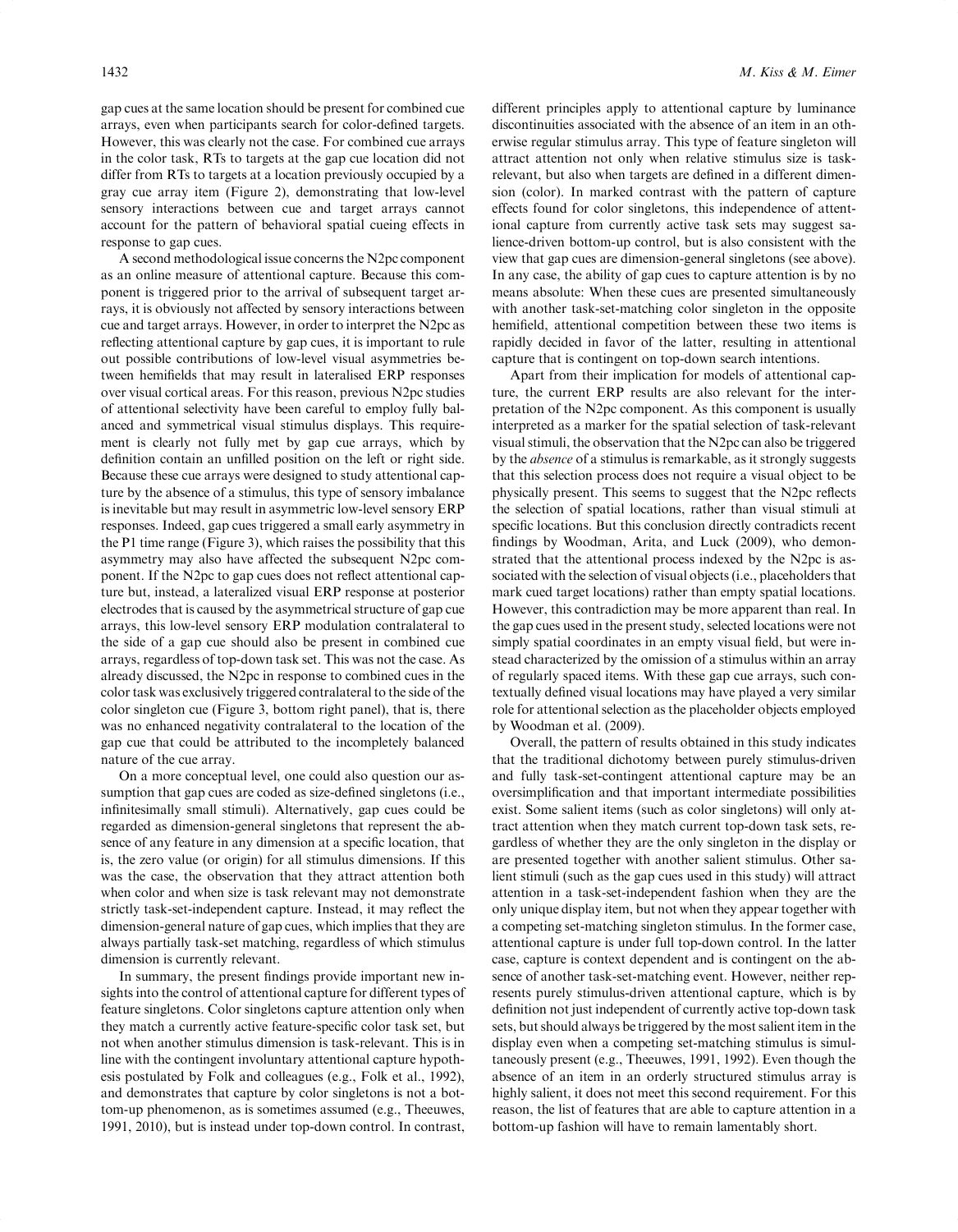gap cues at the same location should be present for combined cue arrays, even when participants search for color-defined targets. However, this was clearly not the case. For combined cue arrays in the color task, RTs to targets at the gap cue location did not differ from RTs to targets at a location previously occupied by a gray cue array item (Figure 2), demonstrating that low-level sensory interactions between cue and target arrays cannot account for the pattern of behavioral spatial cueing effects in response to gap cues.

A second methodological issue concerns the N2pc component as an online measure of attentional capture. Because this component is triggered prior to the arrival of subsequent target arrays, it is obviously not affected by sensory interactions between cue and target arrays. However, in order to interpret the N2pc as reflecting attentional capture by gap cues, it is important to rule out possible contributions of low-level visual asymmetries between hemifields that may result in lateralised ERP responses over visual cortical areas. For this reason, previous N2pc studies of attentional selectivity have been careful to employ fully balanced and symmetrical visual stimulus displays. This requirement is clearly not fully met by gap cue arrays, which by definition contain an unfilled position on the left or right side. Because these cue arrays were designed to study attentional capture by the absence of a stimulus, this type of sensory imbalance is inevitable but may result in asymmetric low-level sensory ERP responses. Indeed, gap cues triggered a small early asymmetry in the P1 time range (Figure 3), which raises the possibility that this asymmetry may also have affected the subsequent N2pc component. If the N2pc to gap cues does not reflect attentional capture but, instead, a lateralized visual ERP response at posterior electrodes that is caused by the asymmetrical structure of gap cue arrays, this low-level sensory ERP modulation contralateral to the side of a gap cue should also be present in combined cue arrays, regardless of top-down task set. This was not the case. As already discussed, the N2pc in response to combined cues in the color task was exclusively triggered contralateral to the side of the color singleton cue (Figure 3, bottom right panel), that is, there was no enhanced negativity contralateral to the location of the gap cue that could be attributed to the incompletely balanced nature of the cue array.

On a more conceptual level, one could also question our assumption that gap cues are coded as size-defined singletons (i.e., infinitesimally small stimuli). Alternatively, gap cues could be regarded as dimension-general singletons that represent the absence of any feature in any dimension at a specific location, that is, the zero value (or origin) for all stimulus dimensions. If this was the case, the observation that they attract attention both when color and when size is task relevant may not demonstrate strictly task-set-independent capture. Instead, it may reflect the dimension-general nature of gap cues, which implies that they are always partially task-set matching, regardless of which stimulus dimension is currently relevant.

In summary, the present findings provide important new insights into the control of attentional capture for different types of feature singletons. Color singletons capture attention only when they match a currently active feature-specific color task set, but not when another stimulus dimension is task-relevant. This is in line with the contingent involuntary attentional capture hypothesis postulated by Folk and colleagues (e.g., Folk et al., 1992), and demonstrates that capture by color singletons is not a bottom-up phenomenon, as is sometimes assumed (e.g., Theeuwes, 1991, 2010), but is instead under top-down control. In contrast, different principles apply to attentional capture by luminance discontinuities associated with the absence of an item in an otherwise regular stimulus array. This type of feature singleton will attract attention not only when relative stimulus size is task-relevant, but also when targets are defined in a different dimension (color). In marked contrast with the pattern of capture effects found for color singletons, this independence of attentional capture from currently active task sets may suggest salience-driven bottom-up control, but is also consistent with the view that gap cues are dimension-general singletons (see above). In any case, the ability of gap cues to capture attention is by no means absolute: When these cues are presented simultaneously with another task-set-matching color singleton in the opposite hemifield, attentional competition between these two items is rapidly decided in favor of the latter, resulting in attentional capture that is contingent on top-down search intentions.

Apart from their implication for models of attentional capture, the current ERP results are also relevant for the interpretation of the N2pc component. As this component is usually interpreted as a marker for the spatial selection of task-relevant visual stimuli, the observation that the N2pc can also be triggered by the *absence* of a stimulus is remarkable, as it strongly suggests that this selection process does not require a visual object to be physically present. This seems to suggest that the N2pc reflects the selection of spatial locations, rather than visual stimuli at specific locations. But this conclusion directly contradicts recent findings by Woodman, Arita, and Luck (2009), who demonstrated that the attentional process indexed by the N2pc is associated with the selection of visual objects (i.e., placeholders that mark cued target locations) rather than empty spatial locations. However, this contradiction may be more apparent than real. In the gap cues used in the present study, selected locations were not simply spatial coordinates in an empty visual field, but were instead characterized by the omission of a stimulus within an array of regularly spaced items. With these gap cue arrays, such contextually defined visual locations may have played a very similar role for attentional selection as the placeholder objects employed by Woodman et al. (2009).

Overall, the pattern of results obtained in this study indicates that the traditional dichotomy between purely stimulus-driven and fully task-set-contingent attentional capture may be an oversimplification and that important intermediate possibilities exist. Some salient items (such as color singletons) will only attract attention when they match current top-down task sets, regardless of whether they are the only singleton in the display or are presented together with another salient stimulus. Other salient stimuli (such as the gap cues used in this study) will attract attention in a task-set-independent fashion when they are the only unique display item, but not when they appear together with a competing set-matching singleton stimulus. In the former case, attentional capture is under full top-down control. In the latter case, capture is context dependent and is contingent on the absence of another task-set-matching event. However, neither represents purely stimulus-driven attentional capture, which is by definition not just independent of currently active top-down task sets, but should always be triggered by the most salient item in the display even when a competing set-matching stimulus is simultaneously present (e.g., Theeuwes, 1991, 1992). Even though the absence of an item in an orderly structured stimulus array is highly salient, it does not meet this second requirement. For this reason, the list of features that are able to capture attention in a bottom-up fashion will have to remain lamentably short.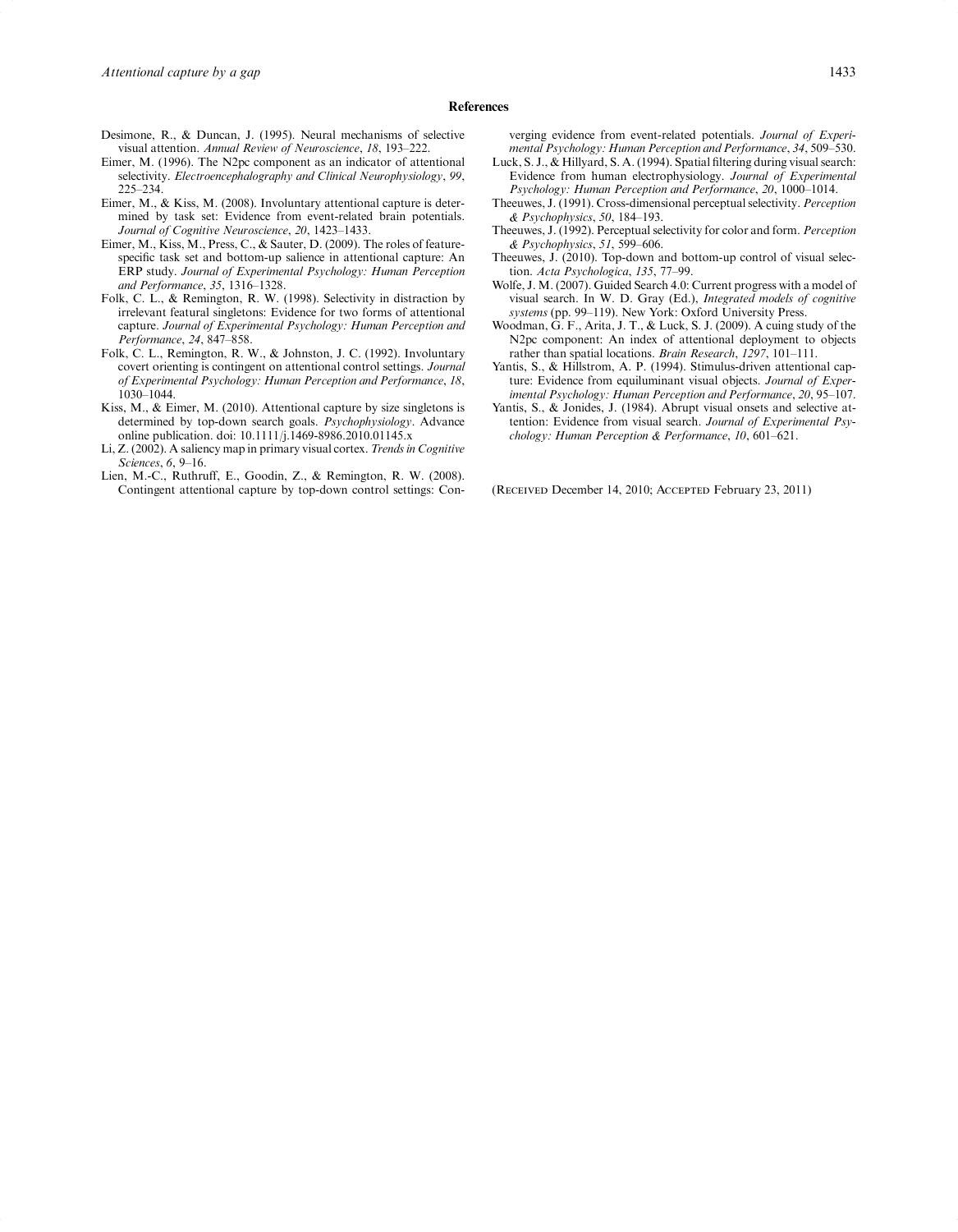## References

Desimone, R., & Duncan, J. (1995). Neural mechanisms of selective visual attention. *Annual Review of Neuroscience*, *18*, 193–222.

Eimer, M. (1996). The N2pc component as an indicator of attentional selectivity. *Electroencephalography and Clinical Neurophysiology*, *99*, 225–234.

Eimer, M., & Kiss, M. (2008). Involuntary attentional capture is determined by task set: Evidence from event-related brain potentials. *Journal of Cognitive Neuroscience*, *20*, 1423–1433.

Eimer, M., Kiss, M., Press, C., & Sauter, D. (2009). The roles of feature-specific task set and bottom-up salience in attentional capture: An ERP study. *Journal of Experimental Psychology: Human Perception and Performance*, *35*, 1316–1328.

Folk, C. L., & Remington, R. W. (1998). Selectivity in distraction by irrelevant featural singletons: Evidence for two forms of attentional capture. *Journal of Experimental Psychology: Human Perception and Performance*, *24*, 847–858.

Folk, C. L., Remington, R. W., & Johnston, J. C. (1992). Involuntary covert orienting is contingent on attentional control settings. *Journal of Experimental Psychology: Human Perception and Performance*, *18*, 1030–1044.

Kiss, M., & Eimer, M. (2010). Attentional capture by size singletons is determined by top-down search goals. *Psychophysiology*. Advance online publication. doi: 10.1111/j.1469-8986.2010.01145.x

Li, Z. (2002). A saliency map in primary visual cortex. *Trends in Cognitive Sciences*, *6*, 9–16.

Lien, M.-C., Ruthruff, E., Goodin, Z., & Remington, R. W. (2008). Contingent attentional capture by top-down control settings: Converging evidence from event-related potentials. *Journal of Experimental Psychology: Human Perception and Performance*, *34*, 509–530.

Luck, S. J., & Hillyard, S. A. (1994). Spatial filtering during visual search: Evidence from human electrophysiology. *Journal of Experimental Psychology: Human Perception and Performance*, *20*, 1000–1014.

Theeuwes, J. (1991). Cross-dimensional perceptual selectivity. *Perception & Psychophysics*, *50*, 184–193.

Theeuwes, J. (1992). Perceptual selectivity for color and form. *Perception & Psychophysics*, *51*, 599–606.

Theeuwes, J. (2010). Top-down and bottom-up control of visual selection. *Acta Psychologica*, *135*, 77–99.

Wolfe, J. M. (2007). Guided Search 4.0: Current progress with a model of visual search. In W. D. Gray (Ed.), *Integrated models of cognitive systems* (pp. 99–119). New York: Oxford University Press.

Woodman, G. F., Arita, J. T., & Luck, S. J. (2009). A cuing study of the N2pc component: An index of attentional deployment to objects rather than spatial locations. *Brain Research*, *1297*, 101–111.

Yantis, S., & Hillstrom, A. P. (1994). Stimulus-driven attentional capture: Evidence from equiluminant visual objects. *Journal of Experimental Psychology: Human Perception and Performance*, *20*, 95–107.

Yantis, S., & Jonides, J. (1984). Abrupt visual onsets and selective attention: Evidence from visual search. *Journal of Experimental Psychology: Human Perception & Performance*, *10*, 601–621.

(Received December 14, 2010; Accepted February 23, 2011)